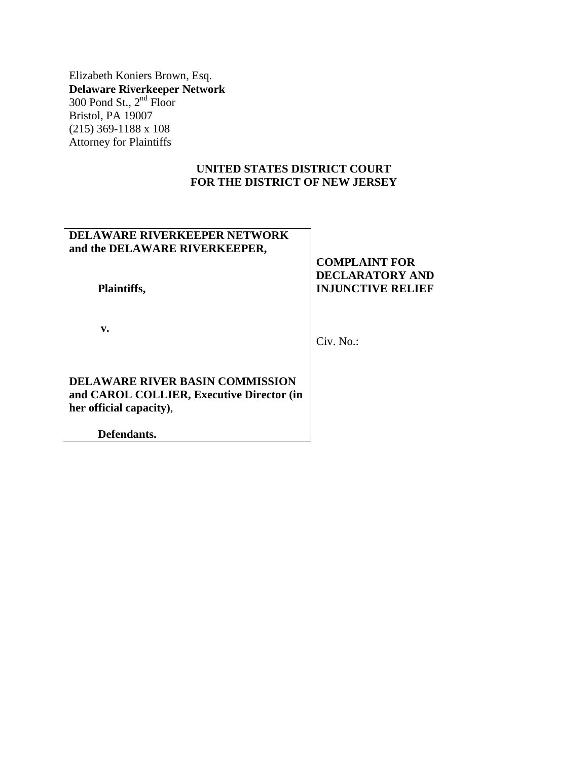Elizabeth Koniers Brown, Esq.
**Delaware Riverkeeper Network**
300 Pond St., 2nd Floor
Bristol, PA 19007
(215) 369-1188 x 108
Attorney for Plaintiffs

**UNITED STATES DISTRICT COURT**
**FOR THE DISTRICT OF NEW JERSEY**

| | |
|---|---|
| **DELAWARE RIVERKEEPER NETWORK and the DELAWARE RIVERKEEPER,**<br><br>**Plaintiffs,**<br><br>**v.**<br><br>**DELAWARE RIVER BASIN COMMISSION and CAROL COLLIER, Executive Director (in her official capacity)**,<br><br>**Defendants.** | **COMPLAINT FOR DECLARATORY AND INJUNCTIVE RELIEF**<br><br>Civ. No.: |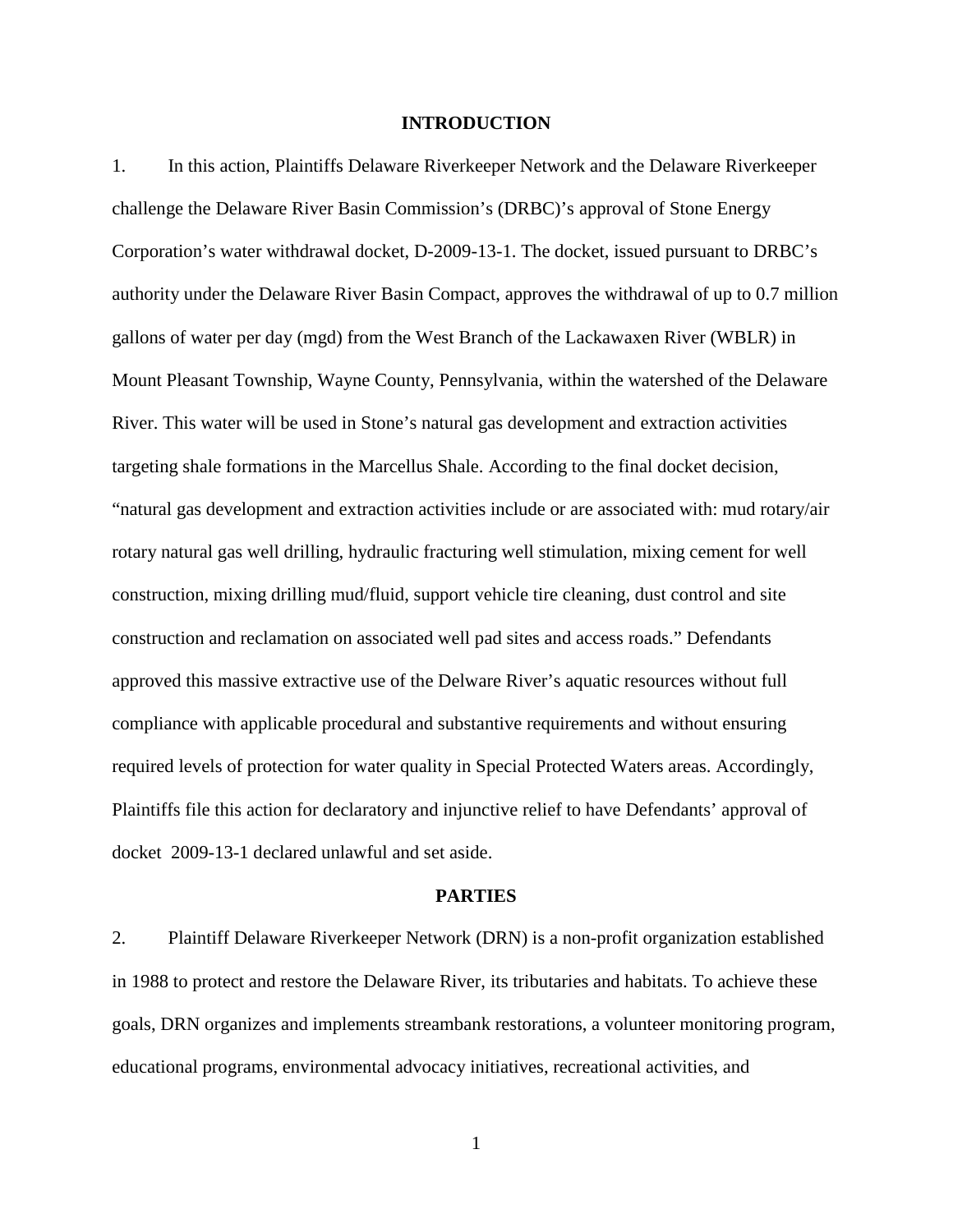## INTRODUCTION

1. In this action, Plaintiffs Delaware Riverkeeper Network and the Delaware Riverkeeper challenge the Delaware River Basin Commission's (DRBC)'s approval of Stone Energy Corporation's water withdrawal docket, D-2009-13-1. The docket, issued pursuant to DRBC's authority under the Delaware River Basin Compact, approves the withdrawal of up to 0.7 million gallons of water per day (mgd) from the West Branch of the Lackawaxen River (WBLR) in Mount Pleasant Township, Wayne County, Pennsylvania, within the watershed of the Delaware River. This water will be used in Stone's natural gas development and extraction activities targeting shale formations in the Marcellus Shale. According to the final docket decision, "natural gas development and extraction activities include or are associated with: mud rotary/air rotary natural gas well drilling, hydraulic fracturing well stimulation, mixing cement for well construction, mixing drilling mud/fluid, support vehicle tire cleaning, dust control and site construction and reclamation on associated well pad sites and access roads." Defendants approved this massive extractive use of the Delware River's aquatic resources without full compliance with applicable procedural and substantive requirements and without ensuring required levels of protection for water quality in Special Protected Waters areas. Accordingly, Plaintiffs file this action for declaratory and injunctive relief to have Defendants' approval of docket 2009-13-1 declared unlawful and set aside.

## PARTIES

2. Plaintiff Delaware Riverkeeper Network (DRN) is a non-profit organization established in 1988 to protect and restore the Delaware River, its tributaries and habitats. To achieve these goals, DRN organizes and implements streambank restorations, a volunteer monitoring program, educational programs, environmental advocacy initiatives, recreational activities, and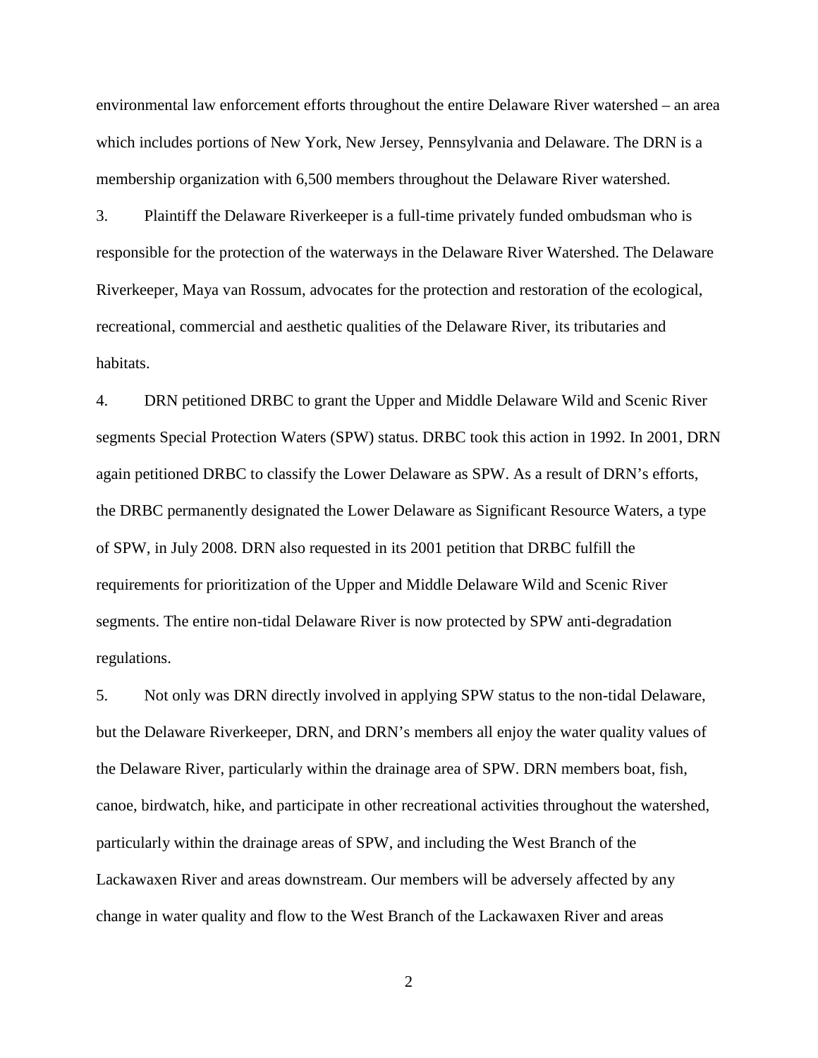environmental law enforcement efforts throughout the entire Delaware River watershed – an area which includes portions of New York, New Jersey, Pennsylvania and Delaware. The DRN is a membership organization with 6,500 members throughout the Delaware River watershed.

3. Plaintiff the Delaware Riverkeeper is a full-time privately funded ombudsman who is responsible for the protection of the waterways in the Delaware River Watershed. The Delaware Riverkeeper, Maya van Rossum, advocates for the protection and restoration of the ecological, recreational, commercial and aesthetic qualities of the Delaware River, its tributaries and habitats.

4. DRN petitioned DRBC to grant the Upper and Middle Delaware Wild and Scenic River segments Special Protection Waters (SPW) status. DRBC took this action in 1992. In 2001, DRN again petitioned DRBC to classify the Lower Delaware as SPW. As a result of DRN's efforts, the DRBC permanently designated the Lower Delaware as Significant Resource Waters, a type of SPW, in July 2008. DRN also requested in its 2001 petition that DRBC fulfill the requirements for prioritization of the Upper and Middle Delaware Wild and Scenic River segments. The entire non-tidal Delaware River is now protected by SPW anti-degradation regulations.

5. Not only was DRN directly involved in applying SPW status to the non-tidal Delaware, but the Delaware Riverkeeper, DRN, and DRN's members all enjoy the water quality values of the Delaware River, particularly within the drainage area of SPW. DRN members boat, fish, canoe, birdwatch, hike, and participate in other recreational activities throughout the watershed, particularly within the drainage areas of SPW, and including the West Branch of the Lackawaxen River and areas downstream. Our members will be adversely affected by any change in water quality and flow to the West Branch of the Lackawaxen River and areas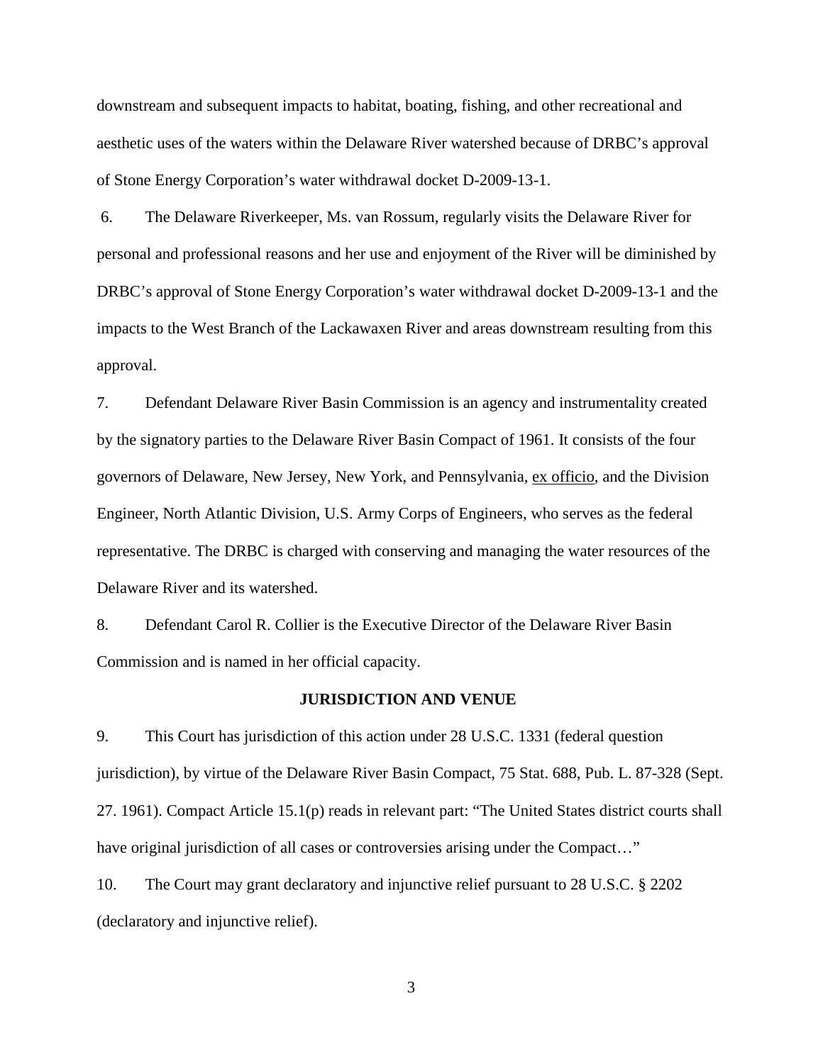downstream and subsequent impacts to habitat, boating, fishing, and other recreational and aesthetic uses of the waters within the Delaware River watershed because of DRBC's approval of Stone Energy Corporation's water withdrawal docket D-2009-13-1.

6. The Delaware Riverkeeper, Ms. van Rossum, regularly visits the Delaware River for personal and professional reasons and her use and enjoyment of the River will be diminished by DRBC's approval of Stone Energy Corporation's water withdrawal docket D-2009-13-1 and the impacts to the West Branch of the Lackawaxen River and areas downstream resulting from this approval.

7. Defendant Delaware River Basin Commission is an agency and instrumentality created by the signatory parties to the Delaware River Basin Compact of 1961. It consists of the four governors of Delaware, New Jersey, New York, and Pennsylvania, ex officio, and the Division Engineer, North Atlantic Division, U.S. Army Corps of Engineers, who serves as the federal representative. The DRBC is charged with conserving and managing the water resources of the Delaware River and its watershed.

8. Defendant Carol R. Collier is the Executive Director of the Delaware River Basin Commission and is named in her official capacity.

**JURISDICTION AND VENUE**

9. This Court has jurisdiction of this action under 28 U.S.C. 1331 (federal question jurisdiction), by virtue of the Delaware River Basin Compact, 75 Stat. 688, Pub. L. 87-328 (Sept. 27. 1961). Compact Article 15.1(p) reads in relevant part: "The United States district courts shall have original jurisdiction of all cases or controversies arising under the Compact…"

10. The Court may grant declaratory and injunctive relief pursuant to 28 U.S.C. § 2202 (declaratory and injunctive relief).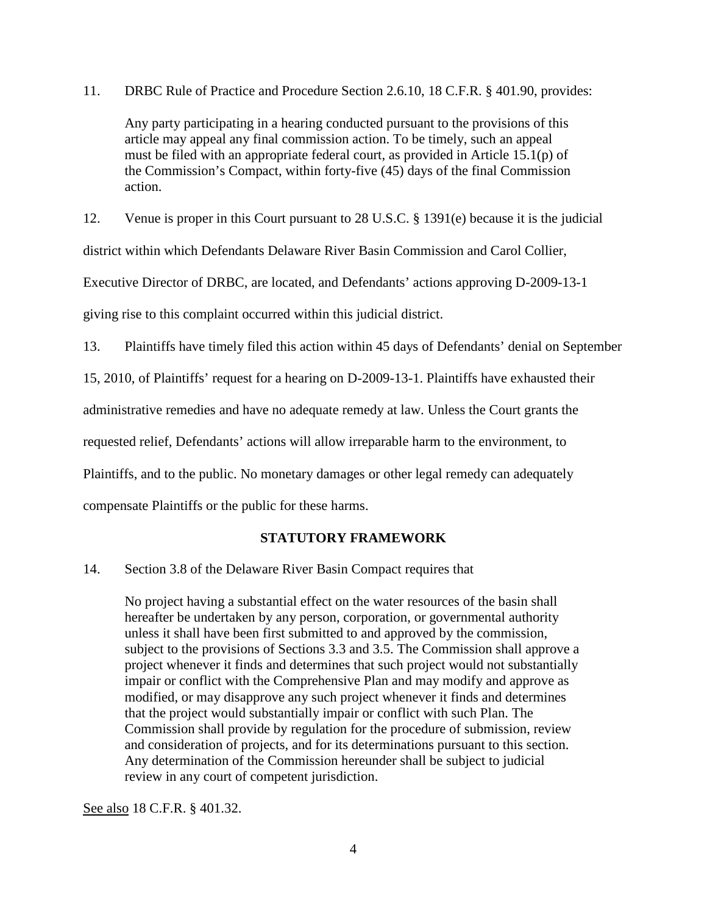11. DRBC Rule of Practice and Procedure Section 2.6.10, 18 C.F.R. § 401.90, provides:

> Any party participating in a hearing conducted pursuant to the provisions of this article may appeal any final commission action. To be timely, such an appeal must be filed with an appropriate federal court, as provided in Article 15.1(p) of the Commission's Compact, within forty-five (45) days of the final Commission action.

12. Venue is proper in this Court pursuant to 28 U.S.C. § 1391(e) because it is the judicial district within which Defendants Delaware River Basin Commission and Carol Collier, Executive Director of DRBC, are located, and Defendants' actions approving D-2009-13-1 giving rise to this complaint occurred within this judicial district.

13. Plaintiffs have timely filed this action within 45 days of Defendants' denial on September 15, 2010, of Plaintiffs' request for a hearing on D-2009-13-1. Plaintiffs have exhausted their administrative remedies and have no adequate remedy at law. Unless the Court grants the requested relief, Defendants' actions will allow irreparable harm to the environment, to Plaintiffs, and to the public. No monetary damages or other legal remedy can adequately compensate Plaintiffs or the public for these harms.

## STATUTORY FRAMEWORK

14. Section 3.8 of the Delaware River Basin Compact requires that

> No project having a substantial effect on the water resources of the basin shall hereafter be undertaken by any person, corporation, or governmental authority unless it shall have been first submitted to and approved by the commission, subject to the provisions of Sections 3.3 and 3.5. The Commission shall approve a project whenever it finds and determines that such project would not substantially impair or conflict with the Comprehensive Plan and may modify and approve as modified, or may disapprove any such project whenever it finds and determines that the project would substantially impair or conflict with such Plan. The Commission shall provide by regulation for the procedure of submission, review and consideration of projects, and for its determinations pursuant to this section. Any determination of the Commission hereunder shall be subject to judicial review in any court of competent jurisdiction.

See also 18 C.F.R. § 401.32.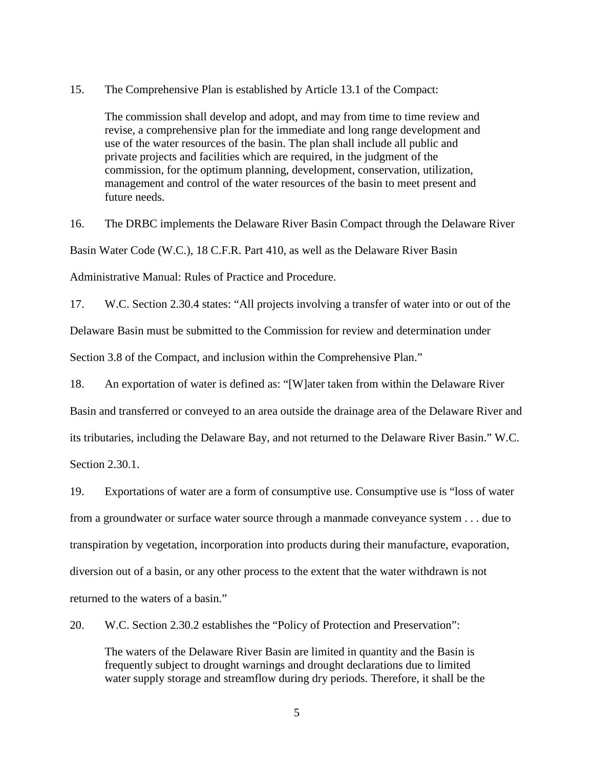15. The Comprehensive Plan is established by Article 13.1 of the Compact:

> The commission shall develop and adopt, and may from time to time review and revise, a comprehensive plan for the immediate and long range development and use of the water resources of the basin. The plan shall include all public and private projects and facilities which are required, in the judgment of the commission, for the optimum planning, development, conservation, utilization, management and control of the water resources of the basin to meet present and future needs.

16. The DRBC implements the Delaware River Basin Compact through the Delaware River Basin Water Code (W.C.), 18 C.F.R. Part 410, as well as the Delaware River Basin Administrative Manual: Rules of Practice and Procedure.

17. W.C. Section 2.30.4 states: "All projects involving a transfer of water into or out of the Delaware Basin must be submitted to the Commission for review and determination under Section 3.8 of the Compact, and inclusion within the Comprehensive Plan."

18. An exportation of water is defined as: "[W]ater taken from within the Delaware River Basin and transferred or conveyed to an area outside the drainage area of the Delaware River and its tributaries, including the Delaware Bay, and not returned to the Delaware River Basin." W.C. Section 2.30.1.

19. Exportations of water are a form of consumptive use. Consumptive use is "loss of water from a groundwater or surface water source through a manmade conveyance system . . . due to transpiration by vegetation, incorporation into products during their manufacture, evaporation, diversion out of a basin, or any other process to the extent that the water withdrawn is not returned to the waters of a basin."

20. W.C. Section 2.30.2 establishes the "Policy of Protection and Preservation":

> The waters of the Delaware River Basin are limited in quantity and the Basin is frequently subject to drought warnings and drought declarations due to limited water supply storage and streamflow during dry periods. Therefore, it shall be the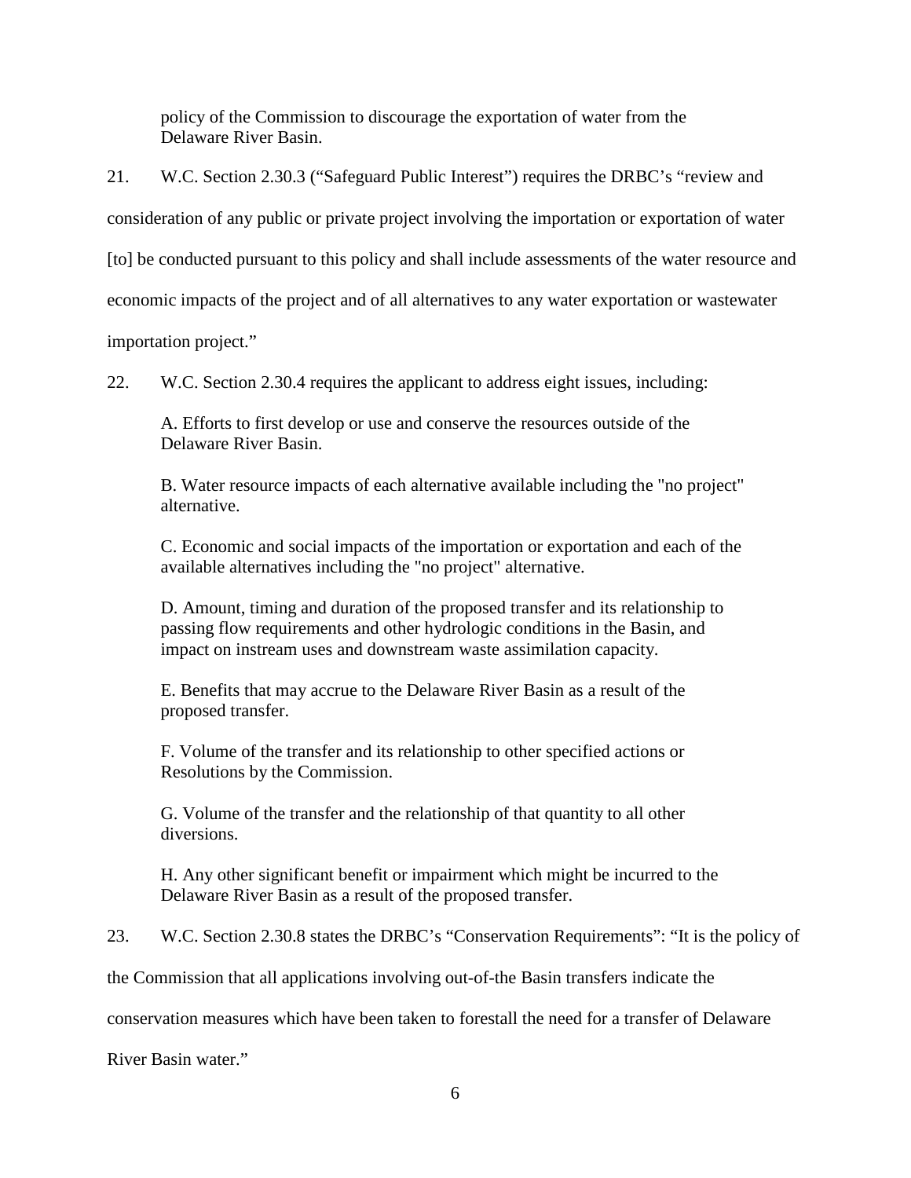policy of the Commission to discourage the exportation of water from the Delaware River Basin.

21. W.C. Section 2.30.3 ("Safeguard Public Interest") requires the DRBC's "review and consideration of any public or private project involving the importation or exportation of water [to] be conducted pursuant to this policy and shall include assessments of the water resource and economic impacts of the project and of all alternatives to any water exportation or wastewater importation project."

22. W.C. Section 2.30.4 requires the applicant to address eight issues, including:

> A. Efforts to first develop or use and conserve the resources outside of the Delaware River Basin.
>
> B. Water resource impacts of each alternative available including the "no project" alternative.
>
> C. Economic and social impacts of the importation or exportation and each of the available alternatives including the "no project" alternative.
>
> D. Amount, timing and duration of the proposed transfer and its relationship to passing flow requirements and other hydrologic conditions in the Basin, and impact on instream uses and downstream waste assimilation capacity.
>
> E. Benefits that may accrue to the Delaware River Basin as a result of the proposed transfer.
>
> F. Volume of the transfer and its relationship to other specified actions or Resolutions by the Commission.
>
> G. Volume of the transfer and the relationship of that quantity to all other diversions.
>
> H. Any other significant benefit or impairment which might be incurred to the Delaware River Basin as a result of the proposed transfer.

23. W.C. Section 2.30.8 states the DRBC's "Conservation Requirements": "It is the policy of the Commission that all applications involving out-of-the Basin transfers indicate the conservation measures which have been taken to forestall the need for a transfer of Delaware River Basin water."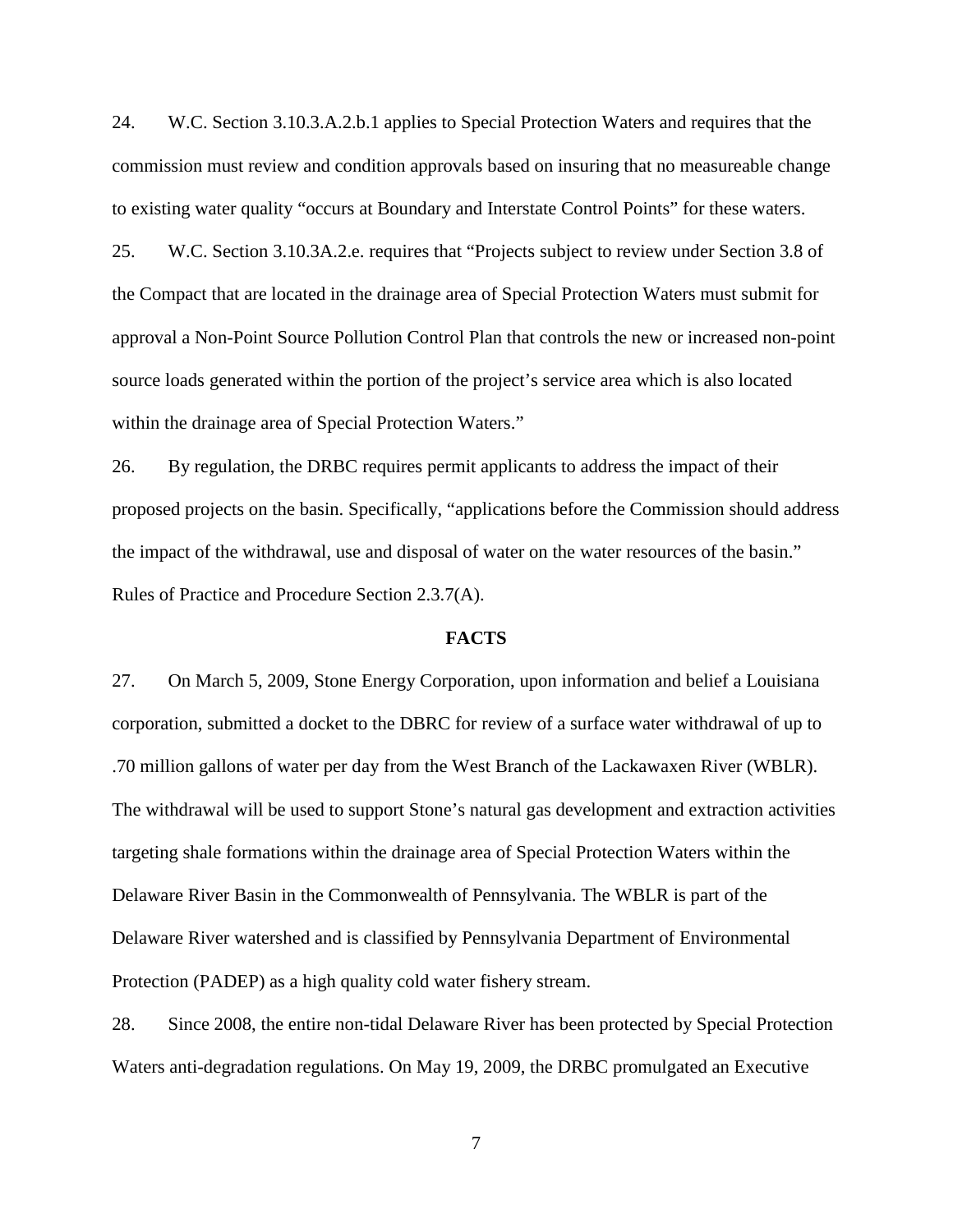24. W.C. Section 3.10.3.A.2.b.1 applies to Special Protection Waters and requires that the commission must review and condition approvals based on insuring that no measureable change to existing water quality "occurs at Boundary and Interstate Control Points" for these waters.

25. W.C. Section 3.10.3A.2.e. requires that "Projects subject to review under Section 3.8 of the Compact that are located in the drainage area of Special Protection Waters must submit for approval a Non-Point Source Pollution Control Plan that controls the new or increased non-point source loads generated within the portion of the project's service area which is also located within the drainage area of Special Protection Waters."

26. By regulation, the DRBC requires permit applicants to address the impact of their proposed projects on the basin. Specifically, "applications before the Commission should address the impact of the withdrawal, use and disposal of water on the water resources of the basin." Rules of Practice and Procedure Section 2.3.7(A).

**FACTS**

27. On March 5, 2009, Stone Energy Corporation, upon information and belief a Louisiana corporation, submitted a docket to the DBRC for review of a surface water withdrawal of up to .70 million gallons of water per day from the West Branch of the Lackawaxen River (WBLR). The withdrawal will be used to support Stone's natural gas development and extraction activities targeting shale formations within the drainage area of Special Protection Waters within the Delaware River Basin in the Commonwealth of Pennsylvania. The WBLR is part of the Delaware River watershed and is classified by Pennsylvania Department of Environmental Protection (PADEP) as a high quality cold water fishery stream.

28. Since 2008, the entire non-tidal Delaware River has been protected by Special Protection Waters anti-degradation regulations. On May 19, 2009, the DRBC promulgated an Executive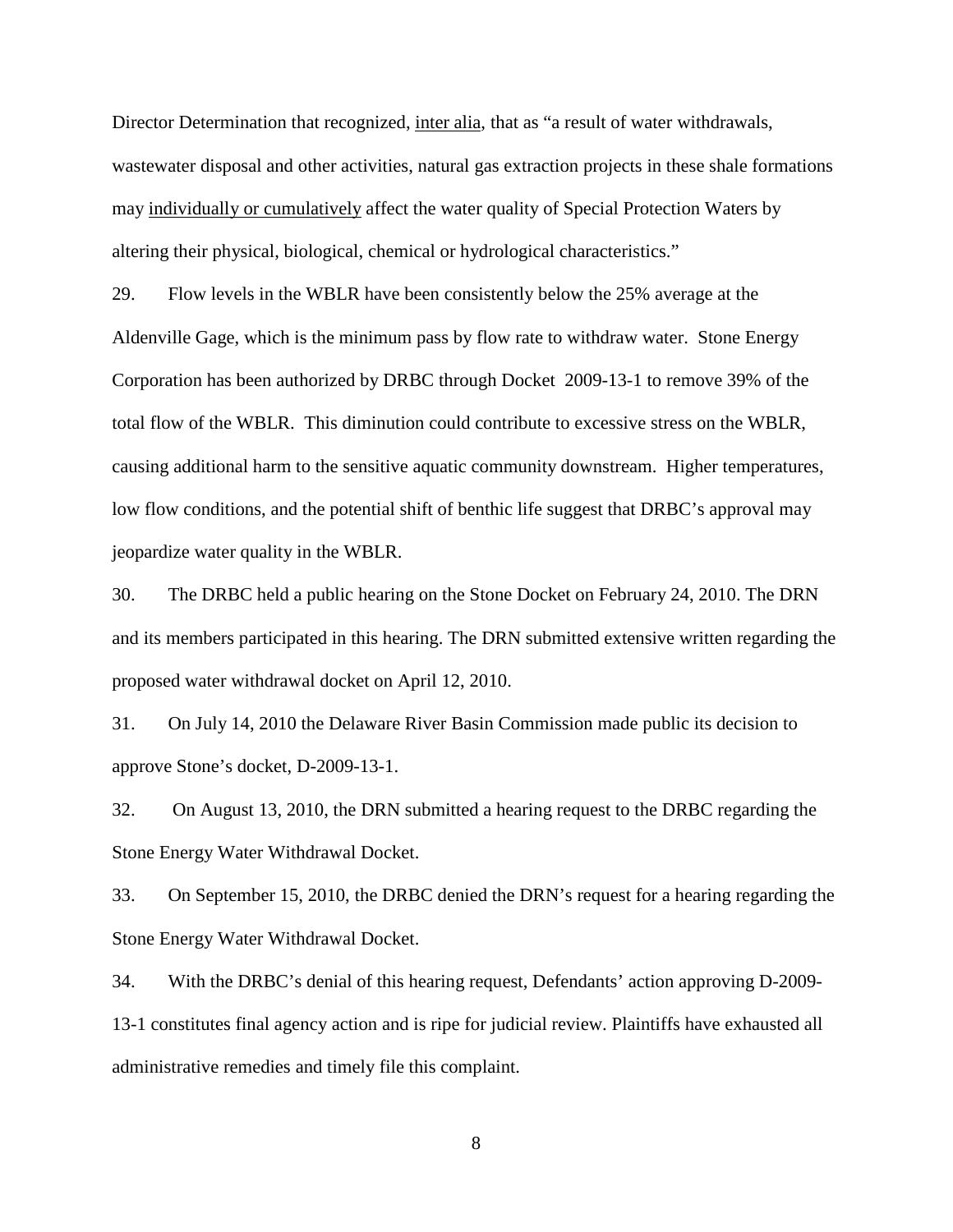Director Determination that recognized, inter alia, that as "a result of water withdrawals, wastewater disposal and other activities, natural gas extraction projects in these shale formations may individually or cumulatively affect the water quality of Special Protection Waters by altering their physical, biological, chemical or hydrological characteristics."

29. Flow levels in the WBLR have been consistently below the 25% average at the Aldenville Gage, which is the minimum pass by flow rate to withdraw water. Stone Energy Corporation has been authorized by DRBC through Docket 2009-13-1 to remove 39% of the total flow of the WBLR. This diminution could contribute to excessive stress on the WBLR, causing additional harm to the sensitive aquatic community downstream. Higher temperatures, low flow conditions, and the potential shift of benthic life suggest that DRBC's approval may jeopardize water quality in the WBLR.

30. The DRBC held a public hearing on the Stone Docket on February 24, 2010. The DRN and its members participated in this hearing. The DRN submitted extensive written regarding the proposed water withdrawal docket on April 12, 2010.

31. On July 14, 2010 the Delaware River Basin Commission made public its decision to approve Stone's docket, D-2009-13-1.

32. On August 13, 2010, the DRN submitted a hearing request to the DRBC regarding the Stone Energy Water Withdrawal Docket.

33. On September 15, 2010, the DRBC denied the DRN's request for a hearing regarding the Stone Energy Water Withdrawal Docket.

34. With the DRBC's denial of this hearing request, Defendants' action approving D-2009-13-1 constitutes final agency action and is ripe for judicial review. Plaintiffs have exhausted all administrative remedies and timely file this complaint.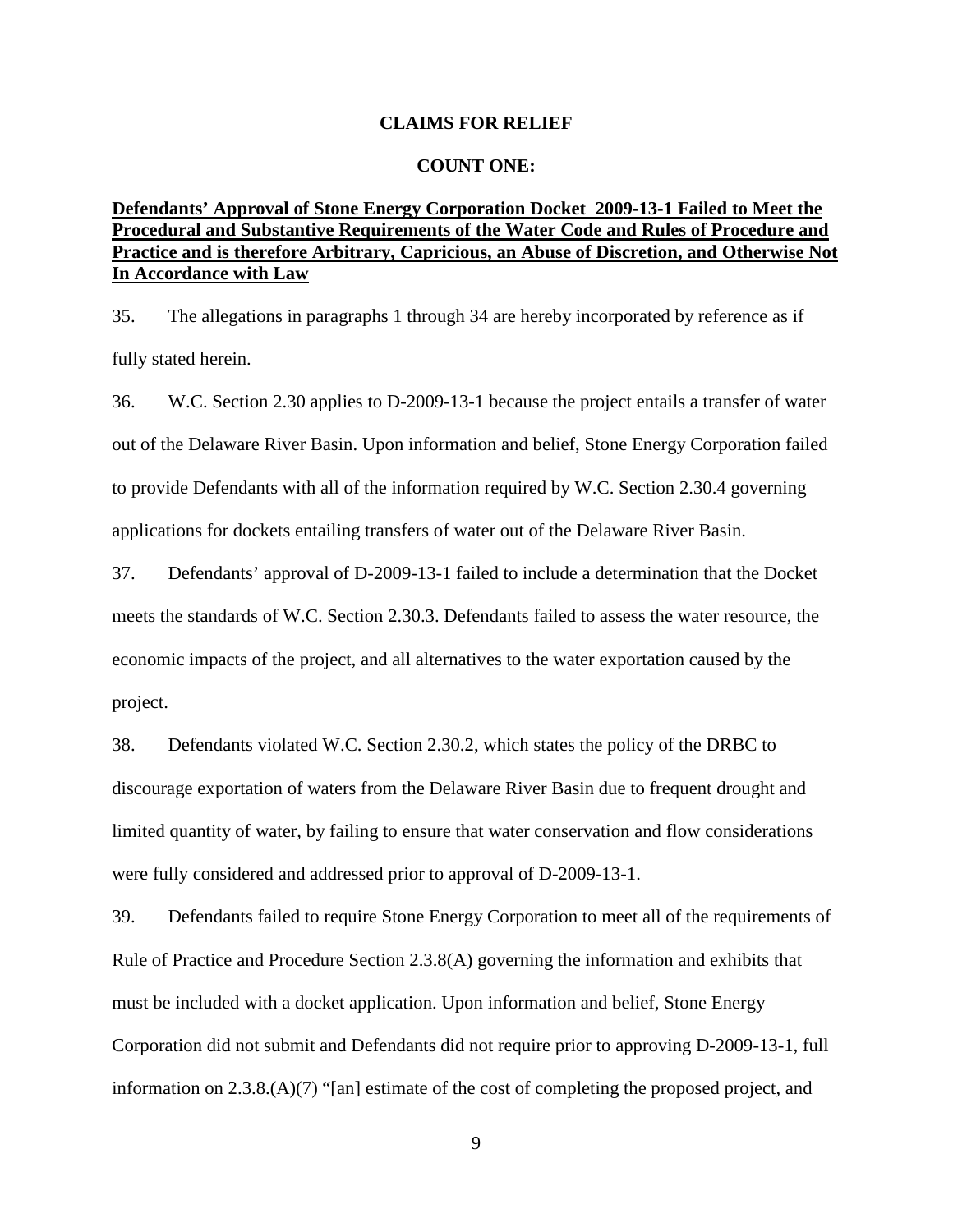## CLAIMS FOR RELIEF

### COUNT ONE:

**Defendants' Approval of Stone Energy Corporation Docket 2009-13-1 Failed to Meet the Procedural and Substantive Requirements of the Water Code and Rules of Procedure and Practice and is therefore Arbitrary, Capricious, an Abuse of Discretion, and Otherwise Not In Accordance with Law**

35. The allegations in paragraphs 1 through 34 are hereby incorporated by reference as if fully stated herein.

36. W.C. Section 2.30 applies to D-2009-13-1 because the project entails a transfer of water out of the Delaware River Basin. Upon information and belief, Stone Energy Corporation failed to provide Defendants with all of the information required by W.C. Section 2.30.4 governing applications for dockets entailing transfers of water out of the Delaware River Basin.

37. Defendants' approval of D-2009-13-1 failed to include a determination that the Docket meets the standards of W.C. Section 2.30.3. Defendants failed to assess the water resource, the economic impacts of the project, and all alternatives to the water exportation caused by the project.

38. Defendants violated W.C. Section 2.30.2, which states the policy of the DRBC to discourage exportation of waters from the Delaware River Basin due to frequent drought and limited quantity of water, by failing to ensure that water conservation and flow considerations were fully considered and addressed prior to approval of D-2009-13-1.

39. Defendants failed to require Stone Energy Corporation to meet all of the requirements of Rule of Practice and Procedure Section 2.3.8(A) governing the information and exhibits that must be included with a docket application. Upon information and belief, Stone Energy Corporation did not submit and Defendants did not require prior to approving D-2009-13-1, full information on 2.3.8.(A)(7) "[an] estimate of the cost of completing the proposed project, and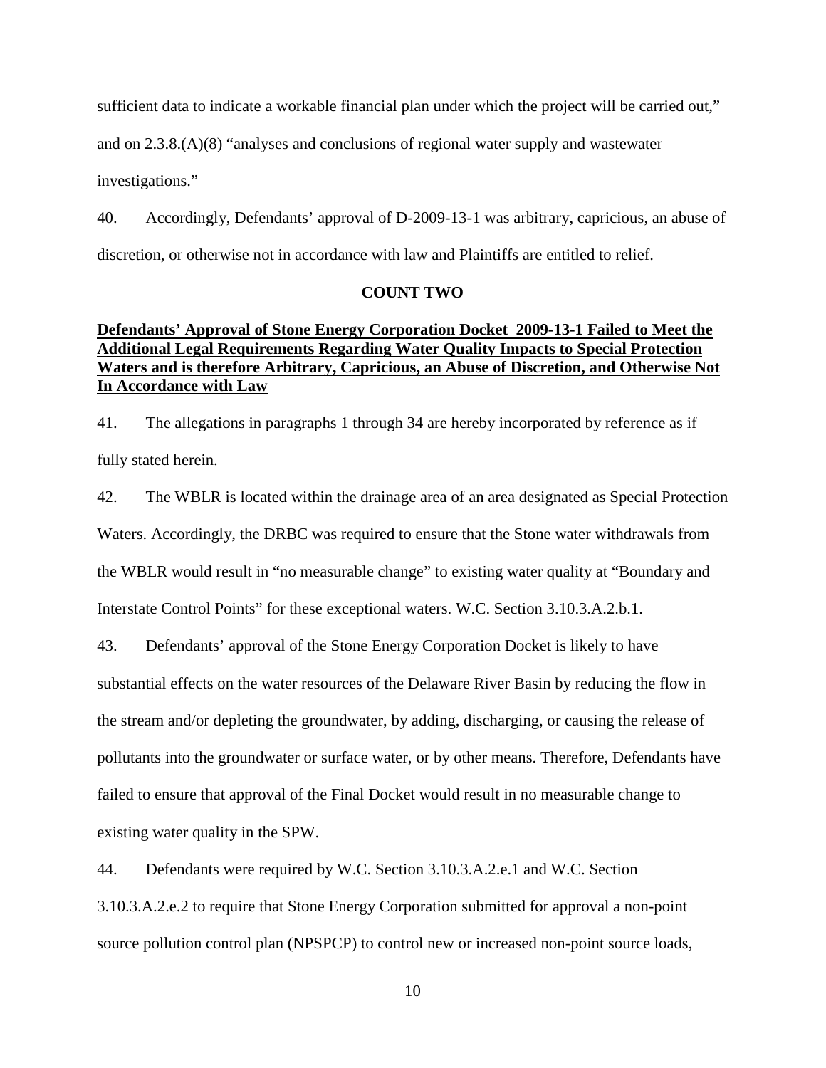sufficient data to indicate a workable financial plan under which the project will be carried out," and on 2.3.8.(A)(8) "analyses and conclusions of regional water supply and wastewater investigations."

40. Accordingly, Defendants' approval of D-2009-13-1 was arbitrary, capricious, an abuse of discretion, or otherwise not in accordance with law and Plaintiffs are entitled to relief.

**COUNT TWO**

**Defendants' Approval of Stone Energy Corporation Docket 2009-13-1 Failed to Meet the Additional Legal Requirements Regarding Water Quality Impacts to Special Protection Waters and is therefore Arbitrary, Capricious, an Abuse of Discretion, and Otherwise Not In Accordance with Law**

41. The allegations in paragraphs 1 through 34 are hereby incorporated by reference as if fully stated herein.

42. The WBLR is located within the drainage area of an area designated as Special Protection Waters. Accordingly, the DRBC was required to ensure that the Stone water withdrawals from the WBLR would result in "no measurable change" to existing water quality at "Boundary and Interstate Control Points" for these exceptional waters. W.C. Section 3.10.3.A.2.b.1.

43. Defendants' approval of the Stone Energy Corporation Docket is likely to have substantial effects on the water resources of the Delaware River Basin by reducing the flow in the stream and/or depleting the groundwater, by adding, discharging, or causing the release of pollutants into the groundwater or surface water, or by other means. Therefore, Defendants have failed to ensure that approval of the Final Docket would result in no measurable change to existing water quality in the SPW.

44. Defendants were required by W.C. Section 3.10.3.A.2.e.1 and W.C. Section 3.10.3.A.2.e.2 to require that Stone Energy Corporation submitted for approval a non-point source pollution control plan (NPSPCP) to control new or increased non-point source loads,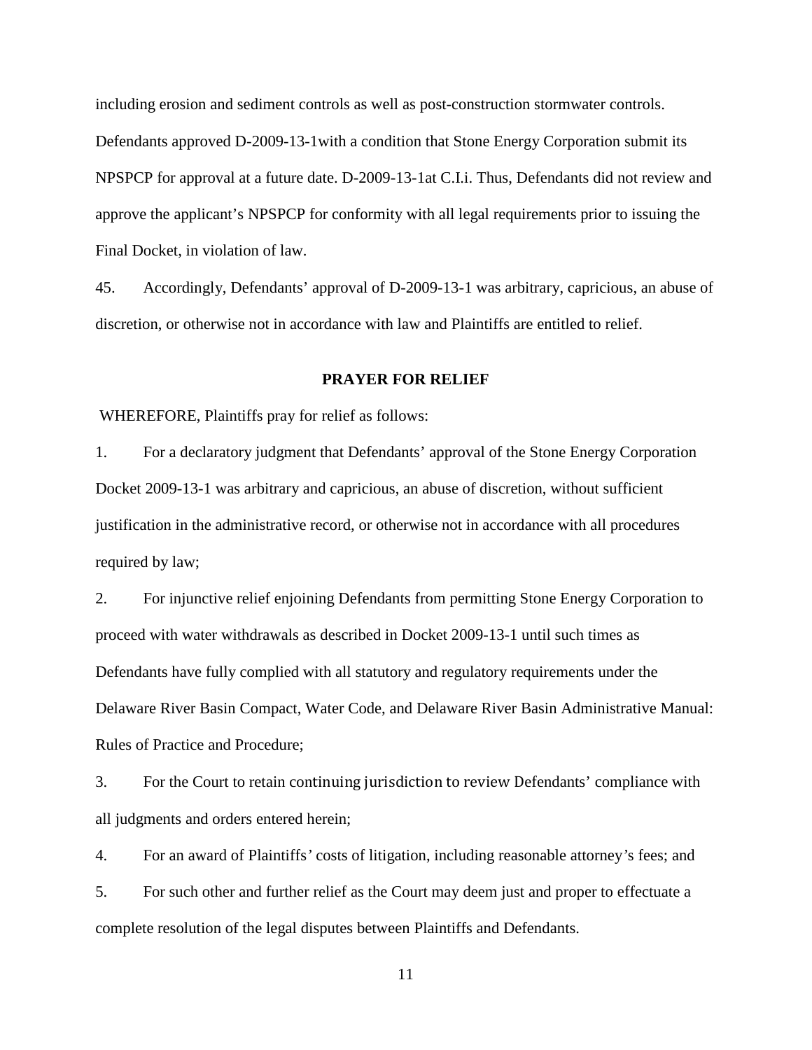including erosion and sediment controls as well as post-construction stormwater controls. Defendants approved D-2009-13-1with a condition that Stone Energy Corporation submit its NPSPCP for approval at a future date. D-2009-13-1at C.I.i. Thus, Defendants did not review and approve the applicant's NPSPCP for conformity with all legal requirements prior to issuing the Final Docket, in violation of law.

45. Accordingly, Defendants' approval of D-2009-13-1 was arbitrary, capricious, an abuse of discretion, or otherwise not in accordance with law and Plaintiffs are entitled to relief.

## PRAYER FOR RELIEF

WHEREFORE, Plaintiffs pray for relief as follows:

1. For a declaratory judgment that Defendants' approval of the Stone Energy Corporation Docket 2009-13-1 was arbitrary and capricious, an abuse of discretion, without sufficient justification in the administrative record, or otherwise not in accordance with all procedures required by law;

2. For injunctive relief enjoining Defendants from permitting Stone Energy Corporation to proceed with water withdrawals as described in Docket 2009-13-1 until such times as Defendants have fully complied with all statutory and regulatory requirements under the Delaware River Basin Compact, Water Code, and Delaware River Basin Administrative Manual: Rules of Practice and Procedure;

3. For the Court to retain continuing jurisdiction to review Defendants' compliance with all judgments and orders entered herein;

4. For an award of Plaintiffs' costs of litigation, including reasonable attorney's fees; and

5. For such other and further relief as the Court may deem just and proper to effectuate a complete resolution of the legal disputes between Plaintiffs and Defendants.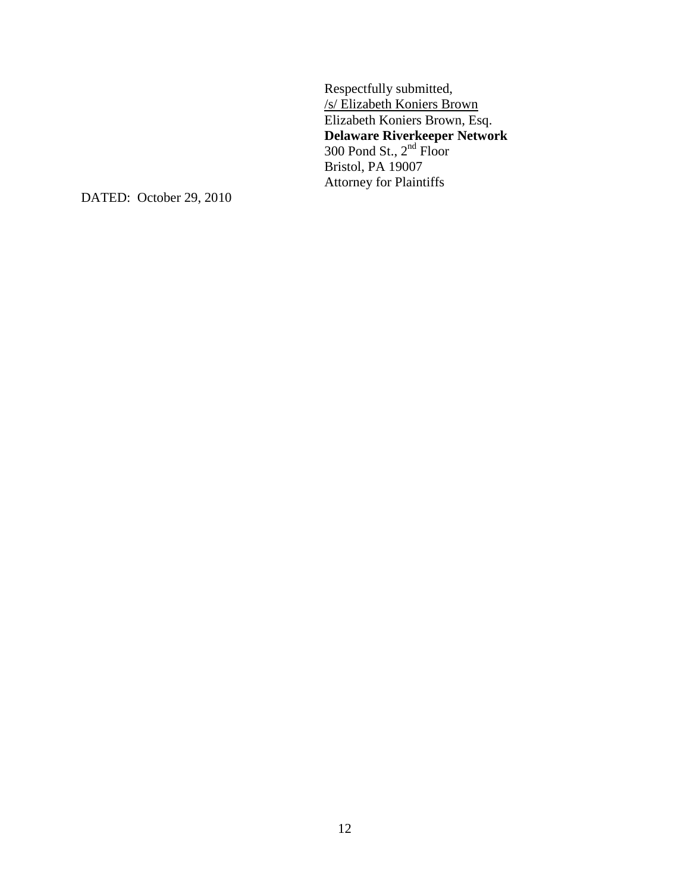Respectfully submitted,
/s/ Elizabeth Koniers Brown
Elizabeth Koniers Brown, Esq.
**Delaware Riverkeeper Network**
300 Pond St., 2nd Floor
Bristol, PA 19007
Attorney for Plaintiffs

DATED: October 29, 2010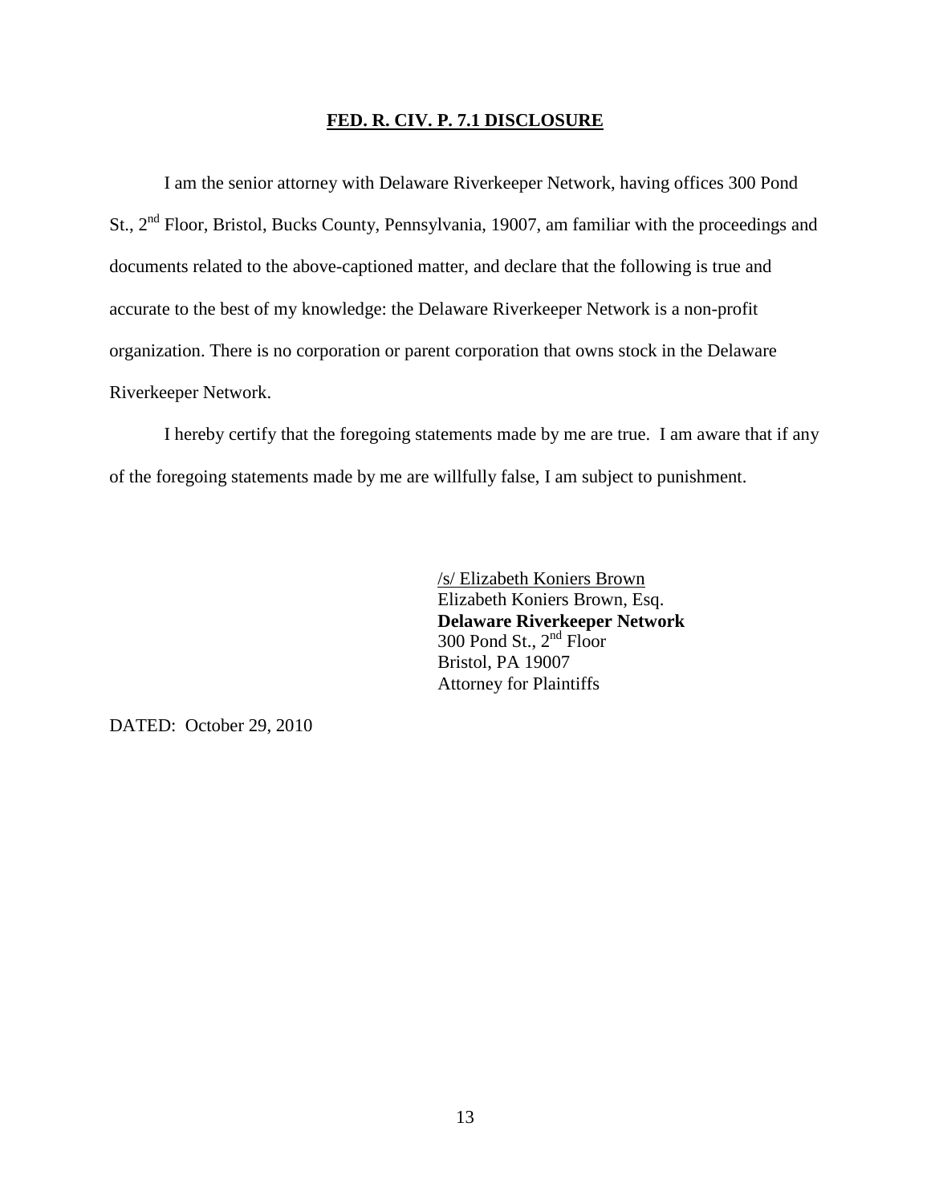## FED. R. CIV. P. 7.1 DISCLOSURE

I am the senior attorney with Delaware Riverkeeper Network, having offices 300 Pond St., 2nd Floor, Bristol, Bucks County, Pennsylvania, 19007, am familiar with the proceedings and documents related to the above-captioned matter, and declare that the following is true and accurate to the best of my knowledge: the Delaware Riverkeeper Network is a non-profit organization. There is no corporation or parent corporation that owns stock in the Delaware Riverkeeper Network.

I hereby certify that the foregoing statements made by me are true. I am aware that if any of the foregoing statements made by me are willfully false, I am subject to punishment.

/s/ Elizabeth Koniers Brown
Elizabeth Koniers Brown, Esq.
**Delaware Riverkeeper Network**
300 Pond St., 2nd Floor
Bristol, PA 19007
Attorney for Plaintiffs

DATED: October 29, 2010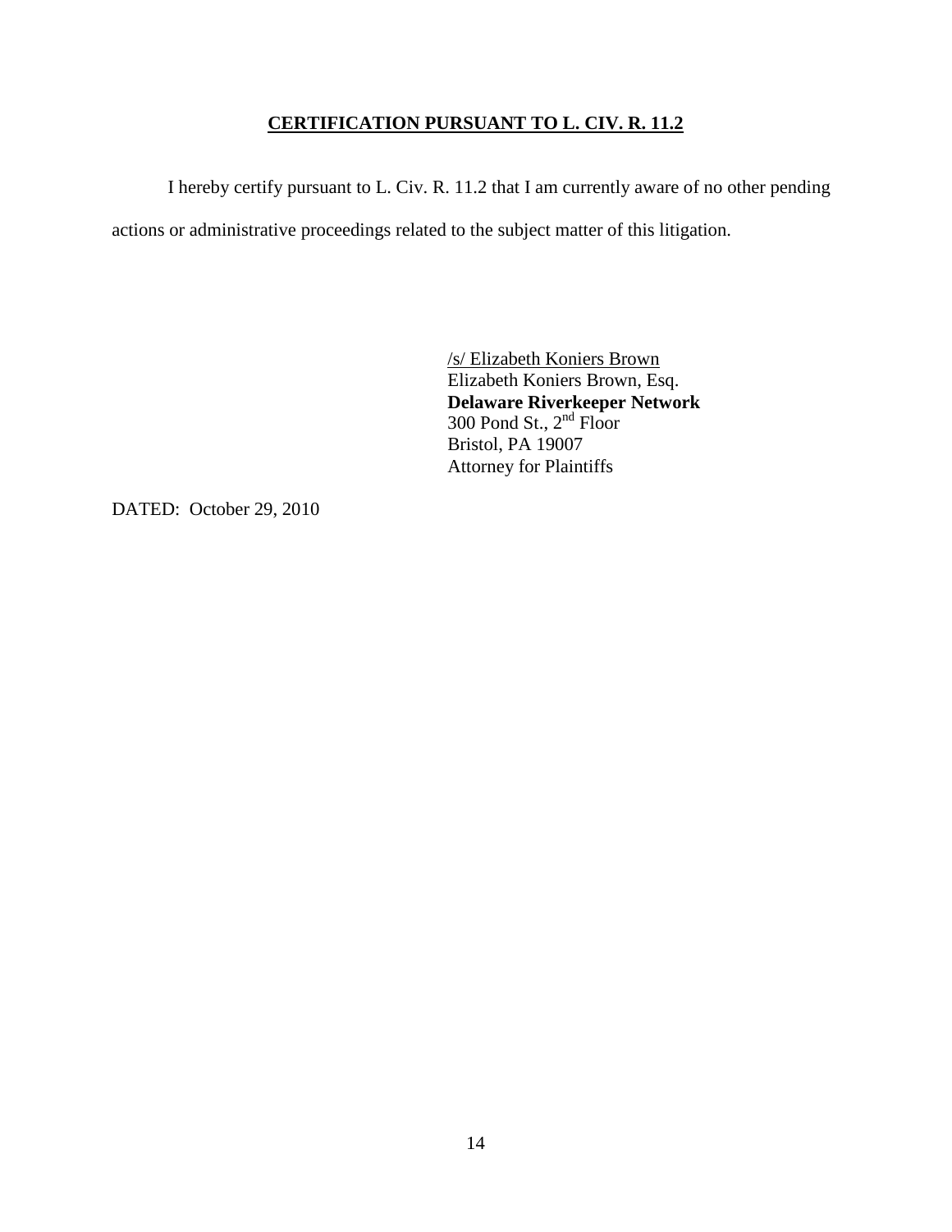## CERTIFICATION PURSUANT TO L. CIV. R. 11.2

I hereby certify pursuant to L. Civ. R. 11.2 that I am currently aware of no other pending actions or administrative proceedings related to the subject matter of this litigation.

/s/ Elizabeth Koniers Brown
Elizabeth Koniers Brown, Esq.
**Delaware Riverkeeper Network**
300 Pond St., 2nd Floor
Bristol, PA 19007
Attorney for Plaintiffs

DATED: October 29, 2010